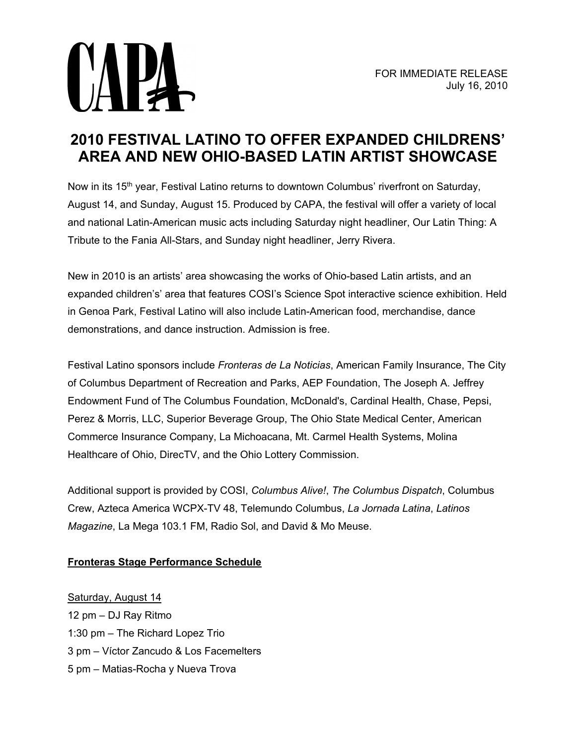CAPA

FOR IMMEDIATE RELEASE
July 16, 2010

# 2010 FESTIVAL LATINO TO OFFER EXPANDED CHILDRENS' AREA AND NEW OHIO-BASED LATIN ARTIST SHOWCASE

Now in its 15th year, Festival Latino returns to downtown Columbus' riverfront on Saturday, August 14, and Sunday, August 15. Produced by CAPA, the festival will offer a variety of local and national Latin-American music acts including Saturday night headliner, Our Latin Thing: A Tribute to the Fania All-Stars, and Sunday night headliner, Jerry Rivera.

New in 2010 is an artists' area showcasing the works of Ohio-based Latin artists, and an expanded children's' area that features COSI's Science Spot interactive science exhibition. Held in Genoa Park, Festival Latino will also include Latin-American food, merchandise, dance demonstrations, and dance instruction. Admission is free.

Festival Latino sponsors include *Fronteras de La Noticias*, American Family Insurance, The City of Columbus Department of Recreation and Parks, AEP Foundation, The Joseph A. Jeffrey Endowment Fund of The Columbus Foundation, McDonald's, Cardinal Health, Chase, Pepsi, Perez & Morris, LLC, Superior Beverage Group, The Ohio State Medical Center, American Commerce Insurance Company, La Michoacana, Mt. Carmel Health Systems, Molina Healthcare of Ohio, DirecTV, and the Ohio Lottery Commission.

Additional support is provided by COSI, *Columbus Alive!*, *The Columbus Dispatch*, Columbus Crew, Azteca America WCPX-TV 48, Telemundo Columbus, *La Jornada Latina*, *Latinos Magazine*, La Mega 103.1 FM, Radio Sol, and David & Mo Meuse.

**Fronteras Stage Performance Schedule**

Saturday, August 14
12 pm – DJ Ray Ritmo
1:30 pm – The Richard Lopez Trio
3 pm – Víctor Zancudo & Los Facemelters
5 pm – Matias-Rocha y Nueva Trova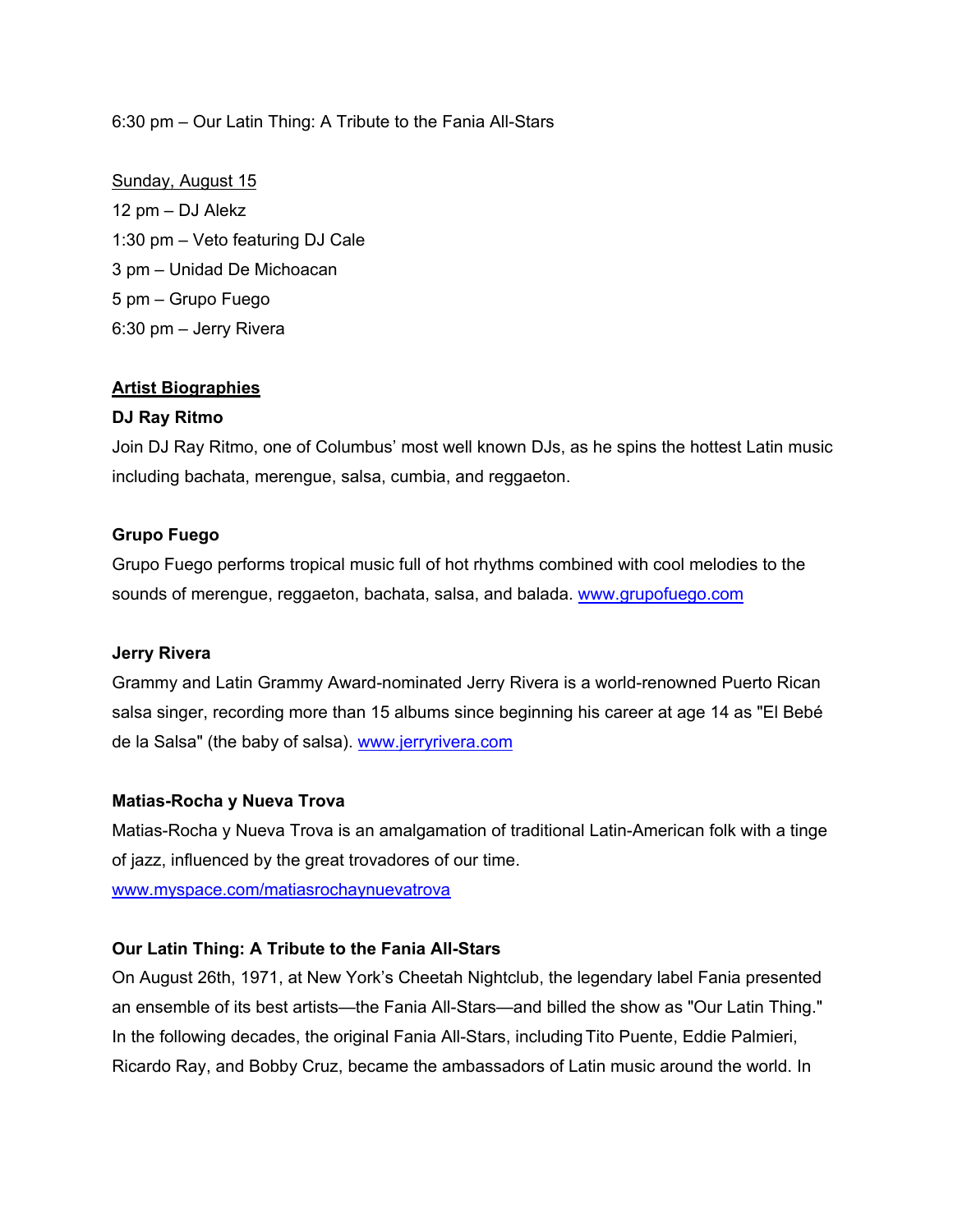6:30 pm – Our Latin Thing: A Tribute to the Fania All-Stars

Sunday, August 15

12 pm – DJ Alekz
1:30 pm – Veto featuring DJ Cale
3 pm – Unidad De Michoacan
5 pm – Grupo Fuego
6:30 pm – Jerry Rivera

## Artist Biographies

**DJ Ray Ritmo**

Join DJ Ray Ritmo, one of Columbus' most well known DJs, as he spins the hottest Latin music including bachata, merengue, salsa, cumbia, and reggaeton.

**Grupo Fuego**

Grupo Fuego performs tropical music full of hot rhythms combined with cool melodies to the sounds of merengue, reggaeton, bachata, salsa, and balada. www.grupofuego.com

**Jerry Rivera**

Grammy and Latin Grammy Award-nominated Jerry Rivera is a world-renowned Puerto Rican salsa singer, recording more than 15 albums since beginning his career at age 14 as "El Bebé de la Salsa" (the baby of salsa). www.jerryrivera.com

**Matias-Rocha y Nueva Trova**

Matias-Rocha y Nueva Trova is an amalgamation of traditional Latin-American folk with a tinge of jazz, influenced by the great trovadores of our time.
www.myspace.com/matiasrochaynuevatrova

**Our Latin Thing: A Tribute to the Fania All-Stars**

On August 26th, 1971, at New York's Cheetah Nightclub, the legendary label Fania presented an ensemble of its best artists—the Fania All-Stars—and billed the show as "Our Latin Thing." In the following decades, the original Fania All-Stars, including Tito Puente, Eddie Palmieri, Ricardo Ray, and Bobby Cruz, became the ambassadors of Latin music around the world. In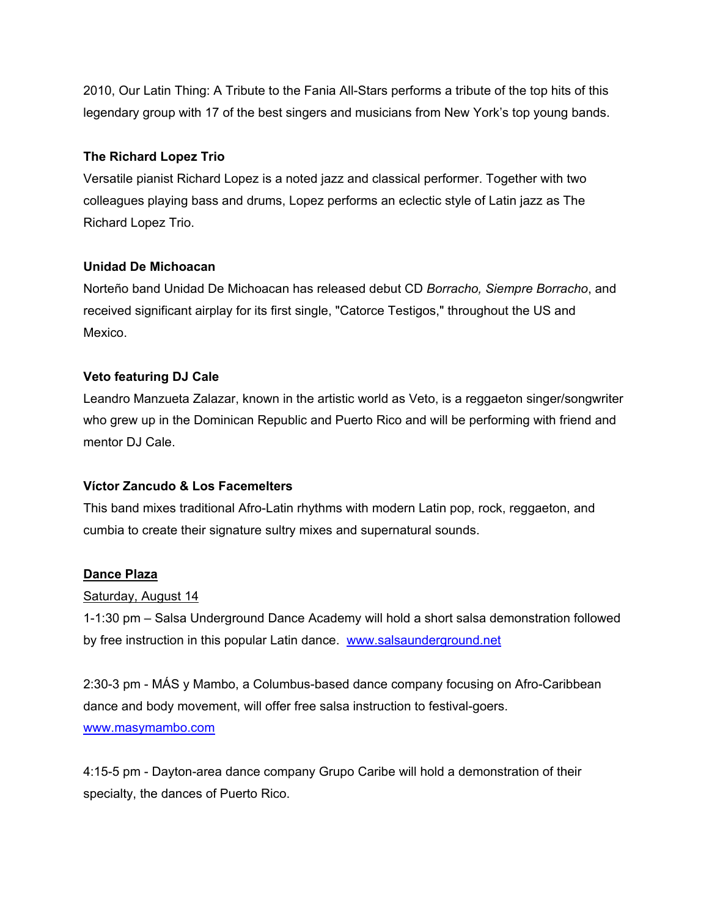2010, Our Latin Thing: A Tribute to the Fania All-Stars performs a tribute of the top hits of this legendary group with 17 of the best singers and musicians from New York's top young bands.

**The Richard Lopez Trio**

Versatile pianist Richard Lopez is a noted jazz and classical performer. Together with two colleagues playing bass and drums, Lopez performs an eclectic style of Latin jazz as The Richard Lopez Trio.

**Unidad De Michoacan**

Norteño band Unidad De Michoacan has released debut CD *Borracho, Siempre Borracho*, and received significant airplay for its first single, "Catorce Testigos," throughout the US and Mexico.

**Veto featuring DJ Cale**

Leandro Manzueta Zalazar, known in the artistic world as Veto, is a reggaeton singer/songwriter who grew up in the Dominican Republic and Puerto Rico and will be performing with friend and mentor DJ Cale.

**Víctor Zancudo & Los Facemelters**

This band mixes traditional Afro-Latin rhythms with modern Latin pop, rock, reggaeton, and cumbia to create their signature sultry mixes and supernatural sounds.

**Dance Plaza**

Saturday, August 14

1-1:30 pm – Salsa Underground Dance Academy will hold a short salsa demonstration followed by free instruction in this popular Latin dance. www.salsaunderground.net

2:30-3 pm - MÁS y Mambo, a Columbus-based dance company focusing on Afro-Caribbean dance and body movement, will offer free salsa instruction to festival-goers. www.masymambo.com

4:15-5 pm - Dayton-area dance company Grupo Caribe will hold a demonstration of their specialty, the dances of Puerto Rico.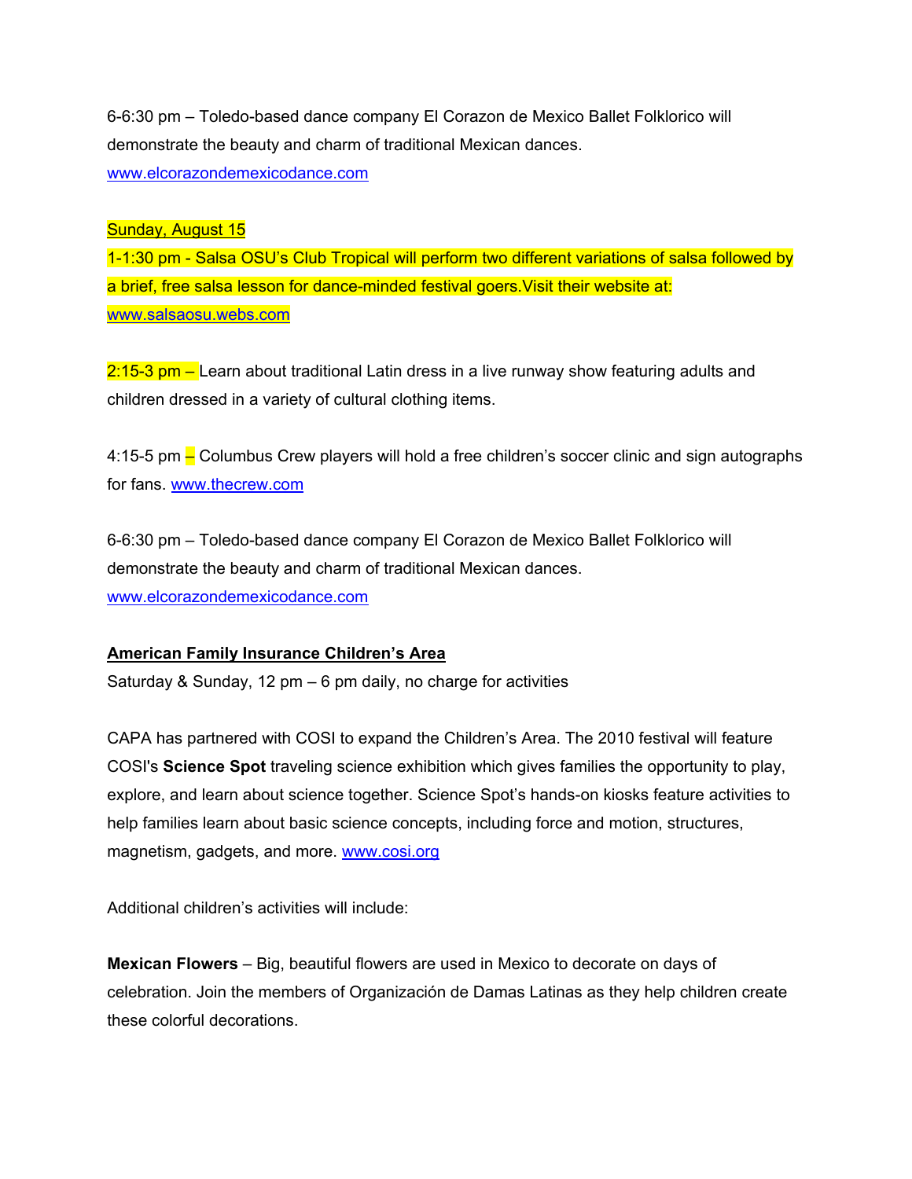6-6:30 pm – Toledo-based dance company El Corazon de Mexico Ballet Folklorico will demonstrate the beauty and charm of traditional Mexican dances. www.elcorazondemexicodance.com

Sunday, August 15

1-1:30 pm - Salsa OSU's Club Tropical will perform two different variations of salsa followed by a brief, free salsa lesson for dance-minded festival goers.Visit their website at: www.salsaosu.webs.com

2:15-3 pm – Learn about traditional Latin dress in a live runway show featuring adults and children dressed in a variety of cultural clothing items.

4:15-5 pm – Columbus Crew players will hold a free children's soccer clinic and sign autographs for fans. www.thecrew.com

6-6:30 pm – Toledo-based dance company El Corazon de Mexico Ballet Folklorico will demonstrate the beauty and charm of traditional Mexican dances. www.elcorazondemexicodance.com

**American Family Insurance Children's Area**

Saturday & Sunday, 12 pm – 6 pm daily, no charge for activities

CAPA has partnered with COSI to expand the Children's Area. The 2010 festival will feature COSI's **Science Spot** traveling science exhibition which gives families the opportunity to play, explore, and learn about science together. Science Spot's hands-on kiosks feature activities to help families learn about basic science concepts, including force and motion, structures, magnetism, gadgets, and more. www.cosi.org

Additional children's activities will include:

**Mexican Flowers** – Big, beautiful flowers are used in Mexico to decorate on days of celebration. Join the members of Organización de Damas Latinas as they help children create these colorful decorations.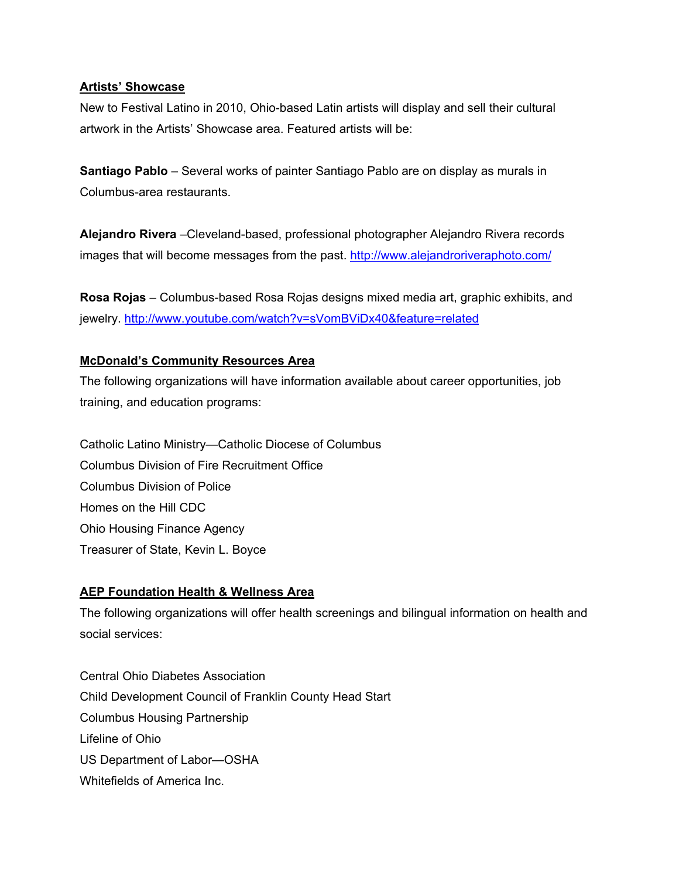**Artists' Showcase**

New to Festival Latino in 2010, Ohio-based Latin artists will display and sell their cultural artwork in the Artists' Showcase area. Featured artists will be:

**Santiago Pablo** – Several works of painter Santiago Pablo are on display as murals in Columbus-area restaurants.

**Alejandro Rivera** –Cleveland-based, professional photographer Alejandro Rivera records images that will become messages from the past. http://www.alejandroriveraphoto.com/

**Rosa Rojas** – Columbus-based Rosa Rojas designs mixed media art, graphic exhibits, and jewelry. http://www.youtube.com/watch?v=sVomBViDx40&feature=related

**McDonald's Community Resources Area**

The following organizations will have information available about career opportunities, job training, and education programs:

Catholic Latino Ministry—Catholic Diocese of Columbus
Columbus Division of Fire Recruitment Office
Columbus Division of Police
Homes on the Hill CDC
Ohio Housing Finance Agency
Treasurer of State, Kevin L. Boyce

**AEP Foundation Health & Wellness Area**

The following organizations will offer health screenings and bilingual information on health and social services:

Central Ohio Diabetes Association
Child Development Council of Franklin County Head Start
Columbus Housing Partnership
Lifeline of Ohio
US Department of Labor—OSHA
Whitefields of America Inc.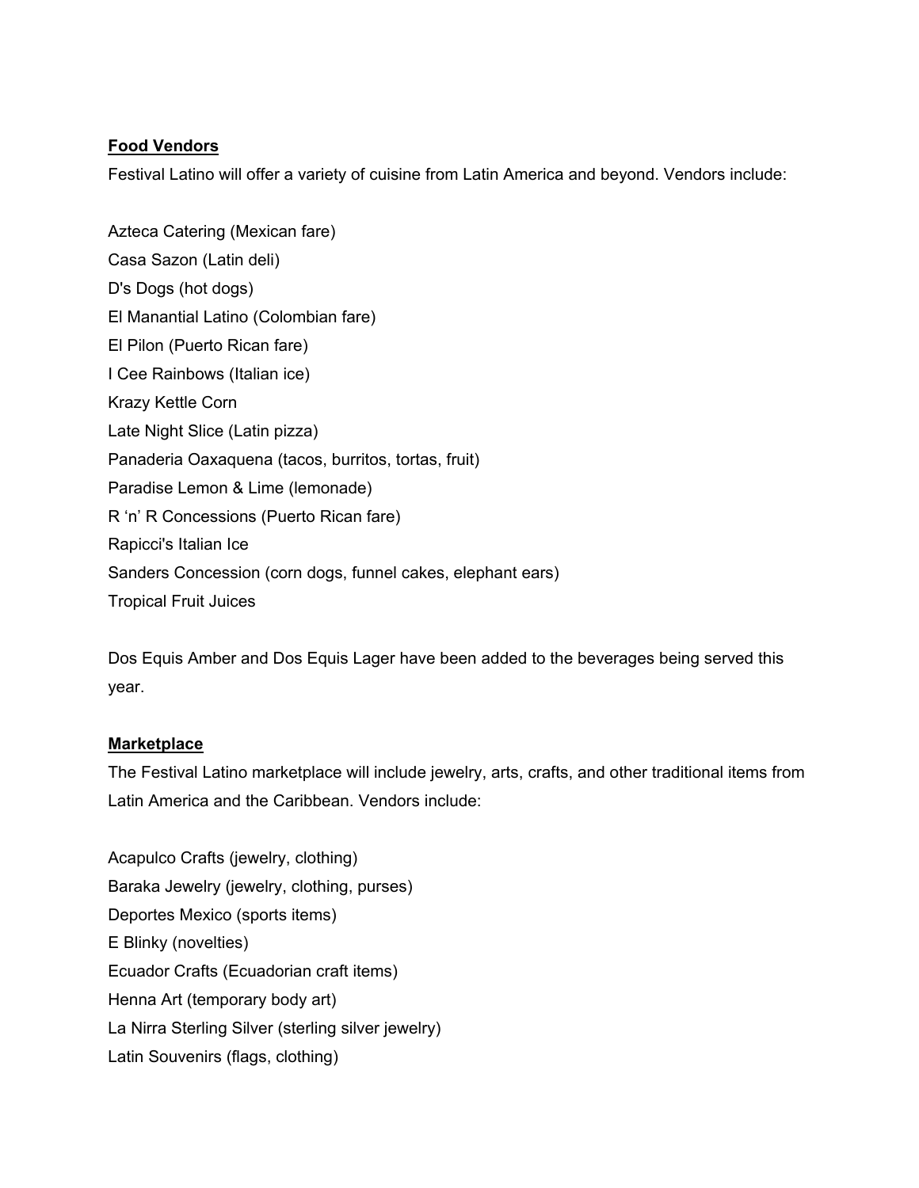**Food Vendors**

Festival Latino will offer a variety of cuisine from Latin America and beyond. Vendors include:

Azteca Catering (Mexican fare)
Casa Sazon (Latin deli)
D's Dogs (hot dogs)
El Manantial Latino (Colombian fare)
El Pilon (Puerto Rican fare)
I Cee Rainbows (Italian ice)
Krazy Kettle Corn
Late Night Slice (Latin pizza)
Panaderia Oaxaquena (tacos, burritos, tortas, fruit)
Paradise Lemon & Lime (lemonade)
R 'n' R Concessions (Puerto Rican fare)
Rapicci's Italian Ice
Sanders Concession (corn dogs, funnel cakes, elephant ears)
Tropical Fruit Juices

Dos Equis Amber and Dos Equis Lager have been added to the beverages being served this year.

**Marketplace**

The Festival Latino marketplace will include jewelry, arts, crafts, and other traditional items from Latin America and the Caribbean. Vendors include:

Acapulco Crafts (jewelry, clothing)
Baraka Jewelry (jewelry, clothing, purses)
Deportes Mexico (sports items)
E Blinky (novelties)
Ecuador Crafts (Ecuadorian craft items)
Henna Art (temporary body art)
La Nirra Sterling Silver (sterling silver jewelry)
Latin Souvenirs (flags, clothing)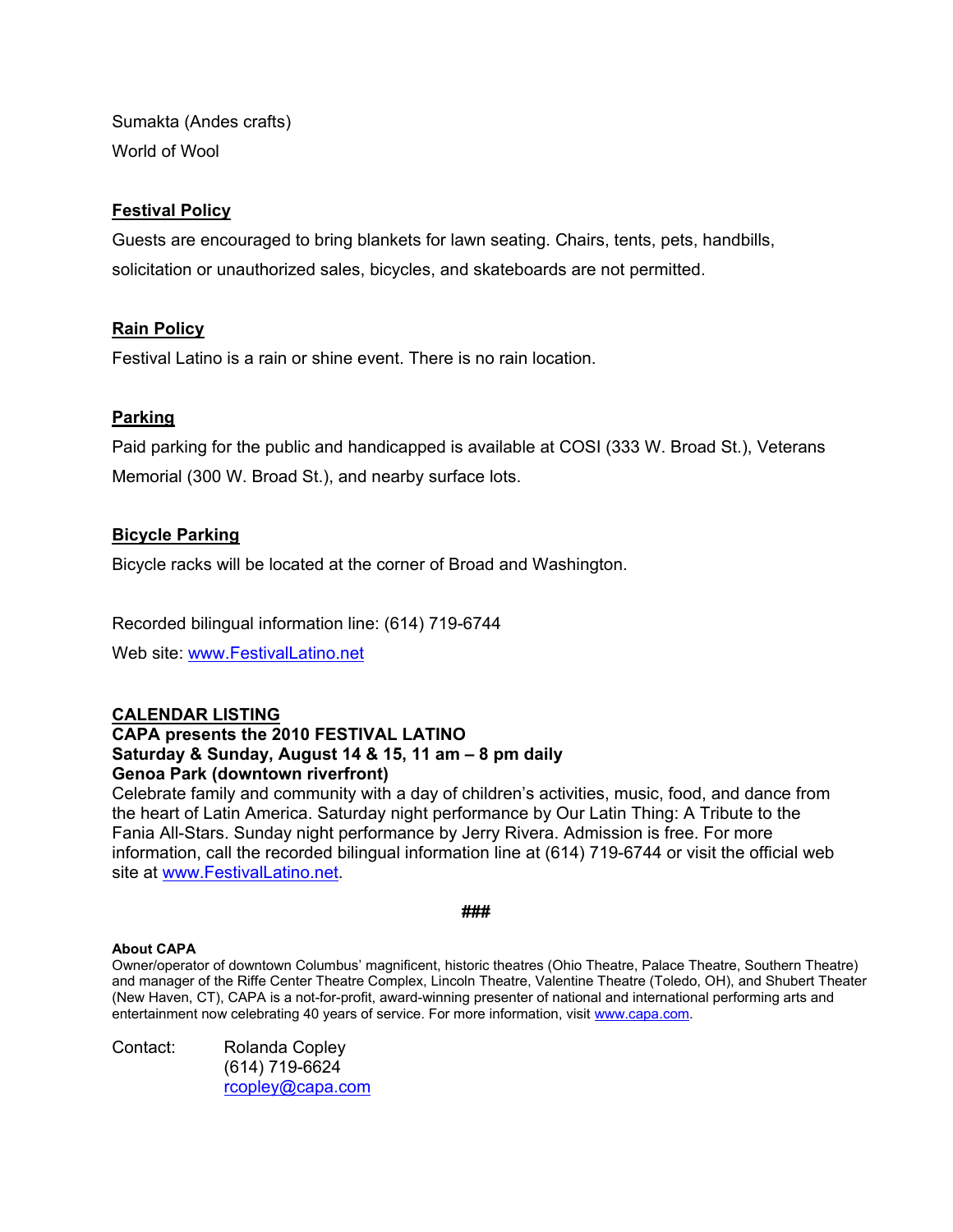Sumakta (Andes crafts)

World of Wool

## Festival Policy

Guests are encouraged to bring blankets for lawn seating. Chairs, tents, pets, handbills, solicitation or unauthorized sales, bicycles, and skateboards are not permitted.

## Rain Policy

Festival Latino is a rain or shine event. There is no rain location.

## Parking

Paid parking for the public and handicapped is available at COSI (333 W. Broad St.), Veterans Memorial (300 W. Broad St.), and nearby surface lots.

## Bicycle Parking

Bicycle racks will be located at the corner of Broad and Washington.

Recorded bilingual information line: (614) 719-6744

Web site: www.FestivalLatino.net

## CALENDAR LISTING

**CAPA presents the 2010 FESTIVAL LATINO**
**Saturday & Sunday, August 14 & 15, 11 am – 8 pm daily**
**Genoa Park (downtown riverfront)**

Celebrate family and community with a day of children's activities, music, food, and dance from the heart of Latin America. Saturday night performance by Our Latin Thing: A Tribute to the Fania All-Stars. Sunday night performance by Jerry Rivera. Admission is free. For more information, call the recorded bilingual information line at (614) 719-6744 or visit the official web site at www.FestivalLatino.net.

###

**About CAPA**

Owner/operator of downtown Columbus' magnificent, historic theatres (Ohio Theatre, Palace Theatre, Southern Theatre) and manager of the Riffe Center Theatre Complex, Lincoln Theatre, Valentine Theatre (Toledo, OH), and Shubert Theater (New Haven, CT), CAPA is a not-for-profit, award-winning presenter of national and international performing arts and entertainment now celebrating 40 years of service. For more information, visit www.capa.com.

Contact: Rolanda Copley
(614) 719-6624
rcopley@capa.com